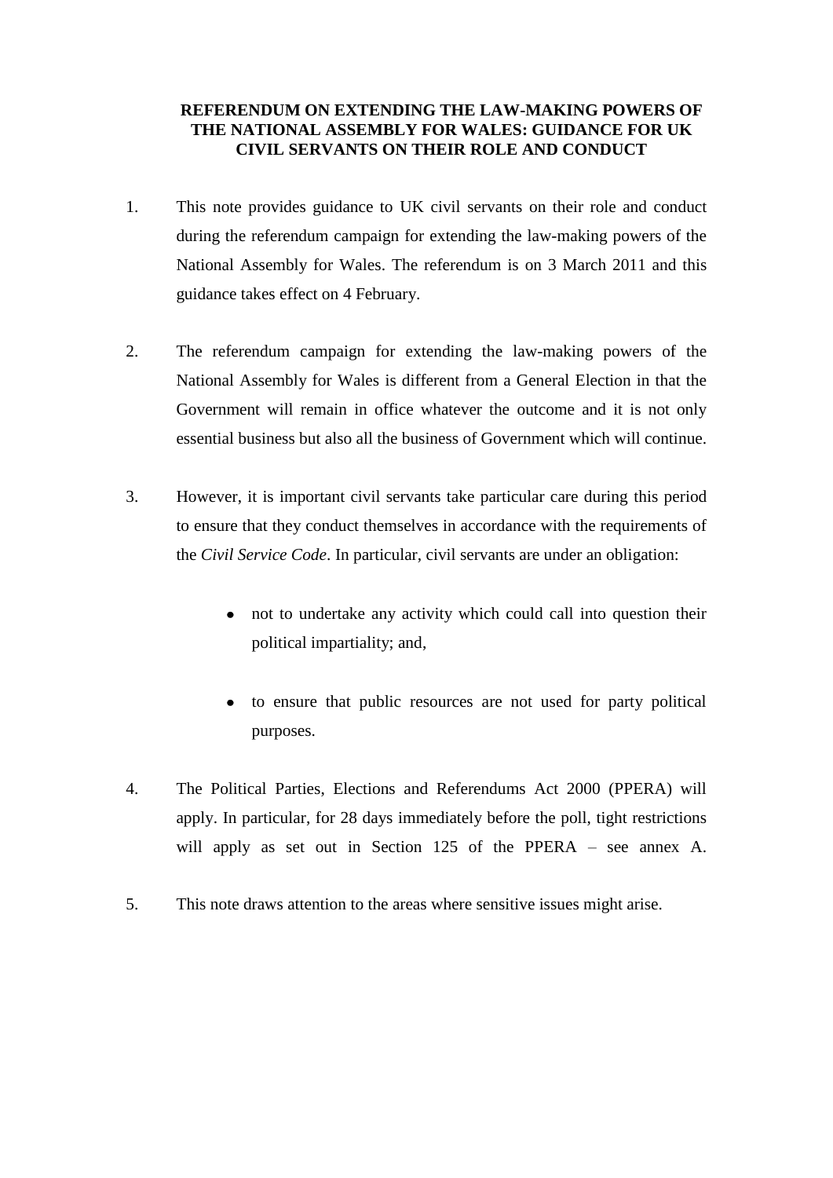# REFERENDUM ON EXTENDING THE LAW-MAKING POWERS OF THE NATIONAL ASSEMBLY FOR WALES: GUIDANCE FOR UK CIVIL SERVANTS ON THEIR ROLE AND CONDUCT

1. This note provides guidance to UK civil servants on their role and conduct during the referendum campaign for extending the law-making powers of the National Assembly for Wales. The referendum is on 3 March 2011 and this guidance takes effect on 4 February.

2. The referendum campaign for extending the law-making powers of the National Assembly for Wales is different from a General Election in that the Government will remain in office whatever the outcome and it is not only essential business but also all the business of Government which will continue.

3. However, it is important civil servants take particular care during this period to ensure that they conduct themselves in accordance with the requirements of the *Civil Service Code*. In particular, civil servants are under an obligation:

    - not to undertake any activity which could call into question their political impartiality; and,

    - to ensure that public resources are not used for party political purposes.

4. The Political Parties, Elections and Referendums Act 2000 (PPERA) will apply. In particular, for 28 days immediately before the poll, tight restrictions will apply as set out in Section 125 of the PPERA – see annex A.

5. This note draws attention to the areas where sensitive issues might arise.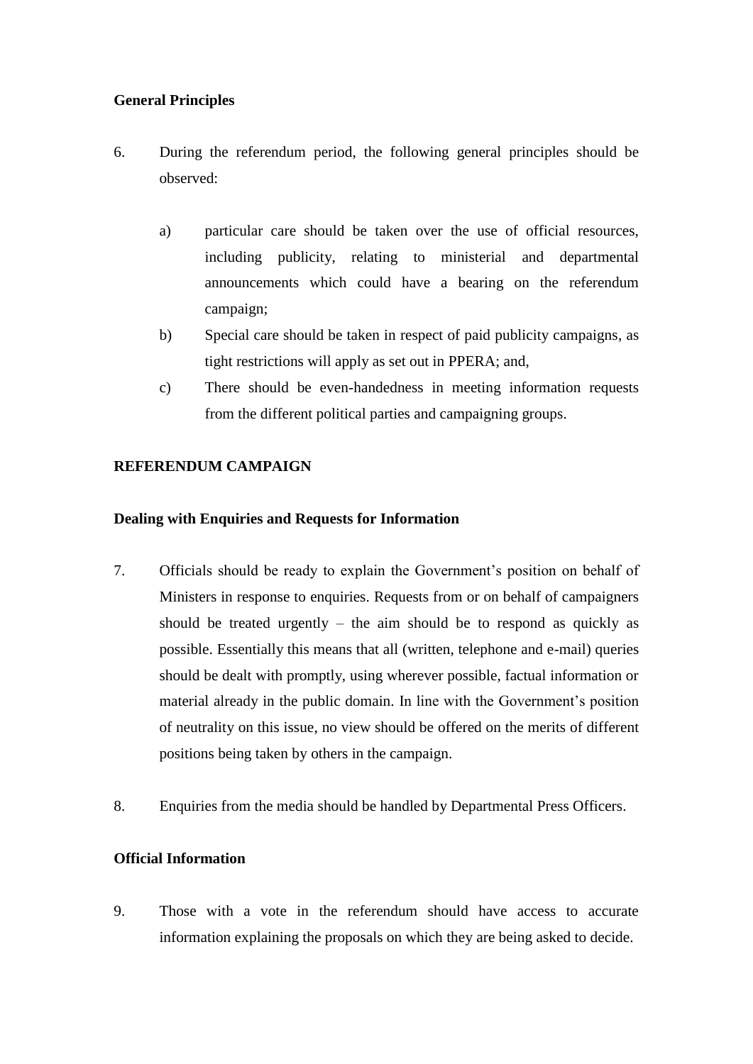**General Principles**

6. During the referendum period, the following general principles should be observed:

   a) particular care should be taken over the use of official resources, including publicity, relating to ministerial and departmental announcements which could have a bearing on the referendum campaign;

   b) Special care should be taken in respect of paid publicity campaigns, as tight restrictions will apply as set out in PPERA; and,

   c) There should be even-handedness in meeting information requests from the different political parties and campaigning groups.

**REFERENDUM CAMPAIGN**

**Dealing with Enquiries and Requests for Information**

7. Officials should be ready to explain the Government's position on behalf of Ministers in response to enquiries. Requests from or on behalf of campaigners should be treated urgently – the aim should be to respond as quickly as possible. Essentially this means that all (written, telephone and e-mail) queries should be dealt with promptly, using wherever possible, factual information or material already in the public domain. In line with the Government's position of neutrality on this issue, no view should be offered on the merits of different positions being taken by others in the campaign.

8. Enquiries from the media should be handled by Departmental Press Officers.

**Official Information**

9. Those with a vote in the referendum should have access to accurate information explaining the proposals on which they are being asked to decide.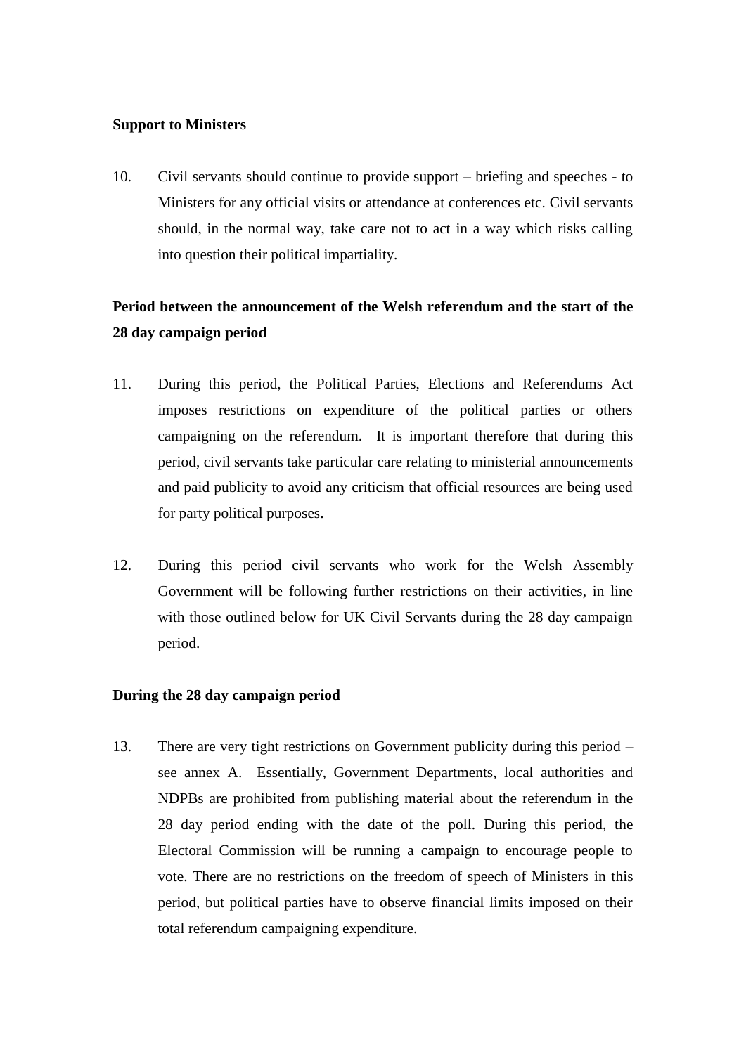**Support to Ministers**

10. Civil servants should continue to provide support – briefing and speeches - to Ministers for any official visits or attendance at conferences etc. Civil servants should, in the normal way, take care not to act in a way which risks calling into question their political impartiality.

**Period between the announcement of the Welsh referendum and the start of the 28 day campaign period**

11. During this period, the Political Parties, Elections and Referendums Act imposes restrictions on expenditure of the political parties or others campaigning on the referendum. It is important therefore that during this period, civil servants take particular care relating to ministerial announcements and paid publicity to avoid any criticism that official resources are being used for party political purposes.

12. During this period civil servants who work for the Welsh Assembly Government will be following further restrictions on their activities, in line with those outlined below for UK Civil Servants during the 28 day campaign period.

**During the 28 day campaign period**

13. There are very tight restrictions on Government publicity during this period – see annex A. Essentially, Government Departments, local authorities and NDPBs are prohibited from publishing material about the referendum in the 28 day period ending with the date of the poll. During this period, the Electoral Commission will be running a campaign to encourage people to vote. There are no restrictions on the freedom of speech of Ministers in this period, but political parties have to observe financial limits imposed on their total referendum campaigning expenditure.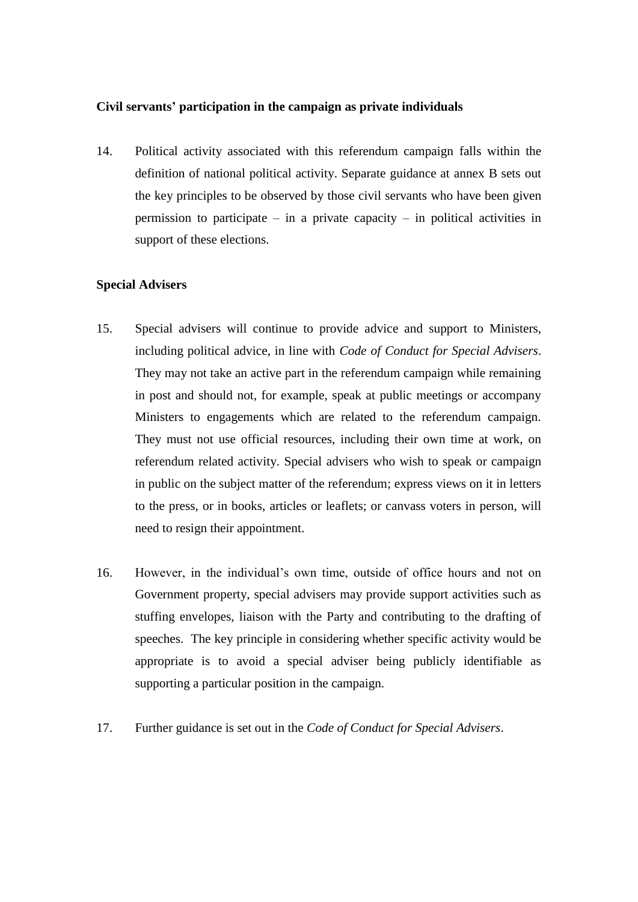**Civil servants' participation in the campaign as private individuals**

14. Political activity associated with this referendum campaign falls within the definition of national political activity. Separate guidance at annex B sets out the key principles to be observed by those civil servants who have been given permission to participate – in a private capacity – in political activities in support of these elections.

**Special Advisers**

15. Special advisers will continue to provide advice and support to Ministers, including political advice, in line with *Code of Conduct for Special Advisers*. They may not take an active part in the referendum campaign while remaining in post and should not, for example, speak at public meetings or accompany Ministers to engagements which are related to the referendum campaign. They must not use official resources, including their own time at work, on referendum related activity. Special advisers who wish to speak or campaign in public on the subject matter of the referendum; express views on it in letters to the press, or in books, articles or leaflets; or canvass voters in person, will need to resign their appointment.

16. However, in the individual's own time, outside of office hours and not on Government property, special advisers may provide support activities such as stuffing envelopes, liaison with the Party and contributing to the drafting of speeches. The key principle in considering whether specific activity would be appropriate is to avoid a special adviser being publicly identifiable as supporting a particular position in the campaign.

17. Further guidance is set out in the *Code of Conduct for Special Advisers*.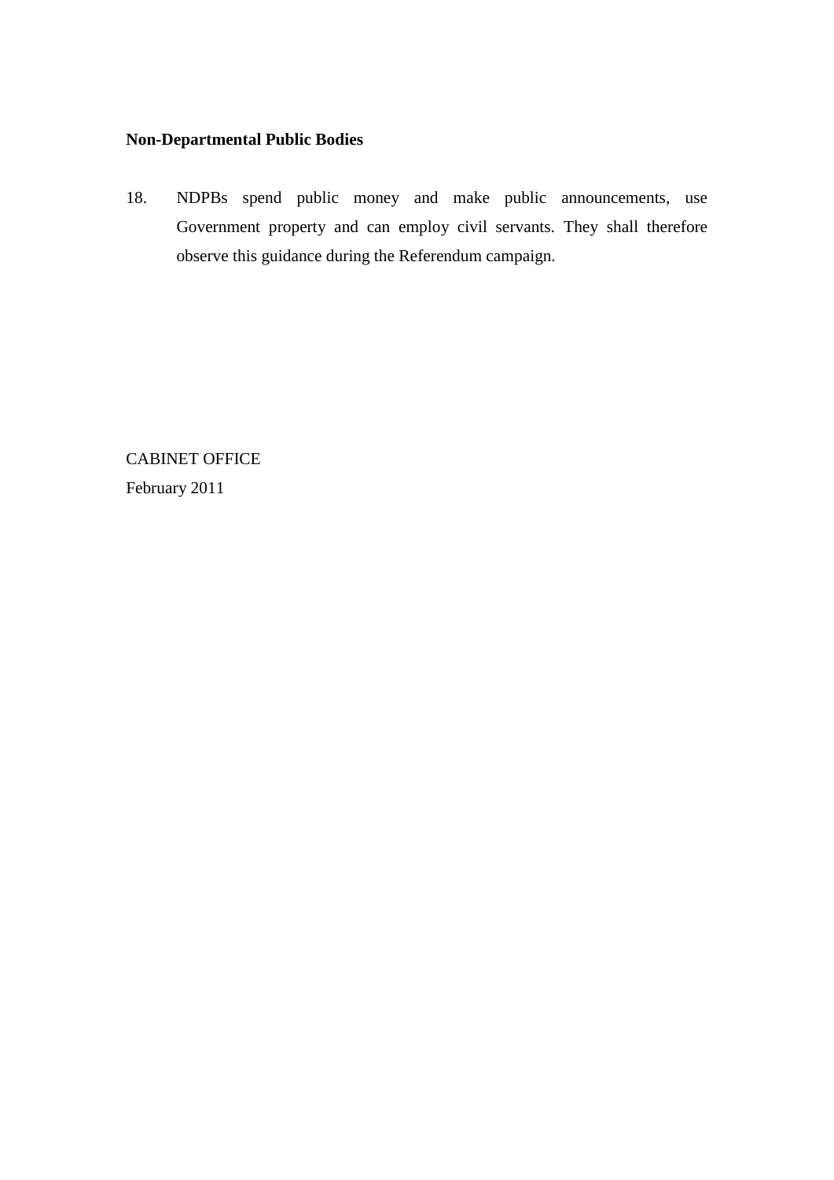**Non-Departmental Public Bodies**

18. NDPBs spend public money and make public announcements, use Government property and can employ civil servants. They shall therefore observe this guidance during the Referendum campaign.

CABINET OFFICE
February 2011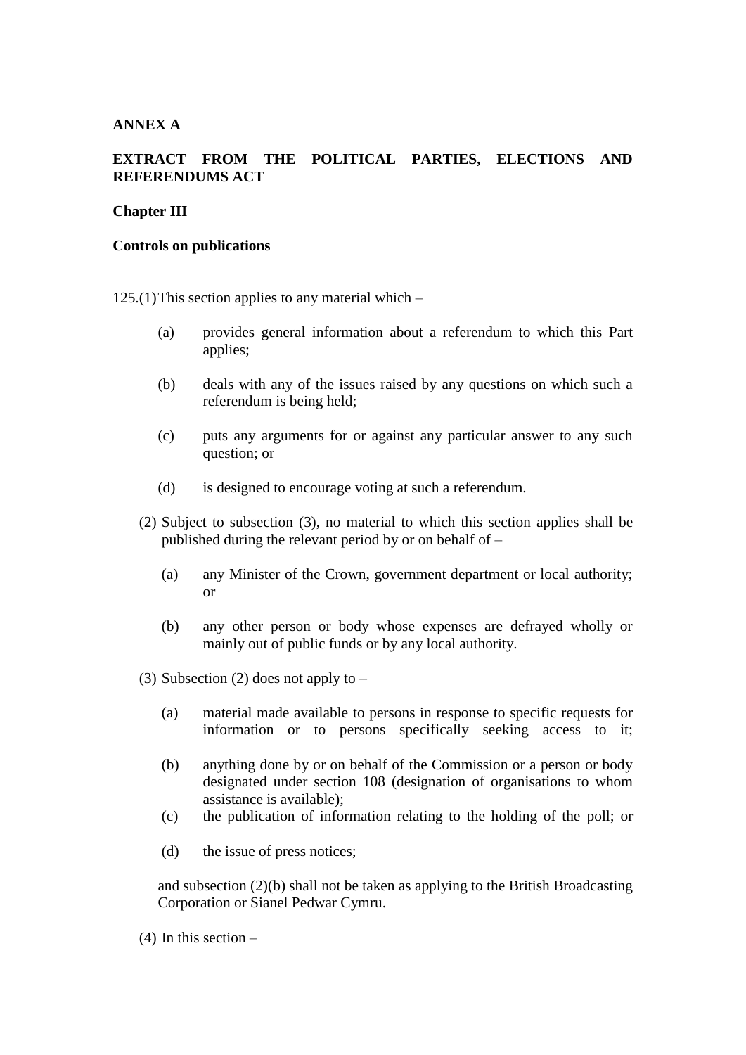**ANNEX A**

**EXTRACT FROM THE POLITICAL PARTIES, ELECTIONS AND REFERENDUMS ACT**

**Chapter III**

**Controls on publications**

125.(1) This section applies to any material which –

- (a) provides general information about a referendum to which this Part applies;
- (b) deals with any of the issues raised by any questions on which such a referendum is being held;
- (c) puts any arguments for or against any particular answer to any such question; or
- (d) is designed to encourage voting at such a referendum.

(2) Subject to subsection (3), no material to which this section applies shall be published during the relevant period by or on behalf of –

- (a) any Minister of the Crown, government department or local authority; or
- (b) any other person or body whose expenses are defrayed wholly or mainly out of public funds or by any local authority.

(3) Subsection (2) does not apply to –

- (a) material made available to persons in response to specific requests for information or to persons specifically seeking access to it;
- (b) anything done by or on behalf of the Commission or a person or body designated under section 108 (designation of organisations to whom assistance is available);
- (c) the publication of information relating to the holding of the poll; or
- (d) the issue of press notices;

and subsection (2)(b) shall not be taken as applying to the British Broadcasting Corporation or Sianel Pedwar Cymru.

(4) In this section –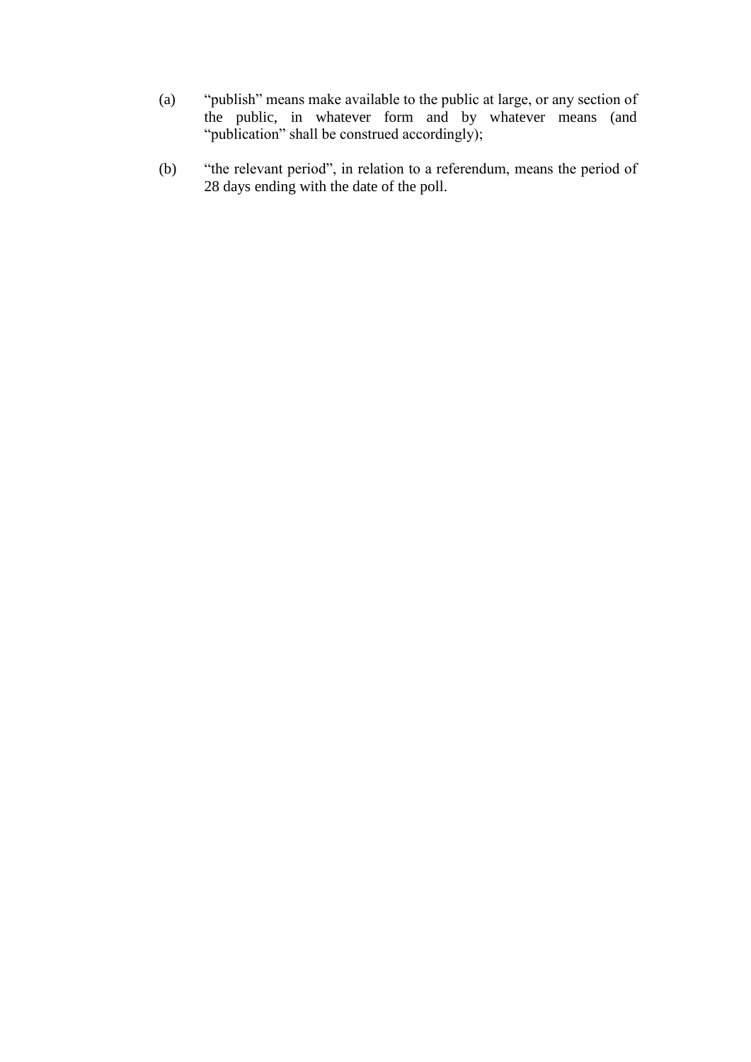(a) “publish” means make available to the public at large, or any section of the public, in whatever form and by whatever means (and “publication” shall be construed accordingly);

(b) “the relevant period”, in relation to a referendum, means the period of 28 days ending with the date of the poll.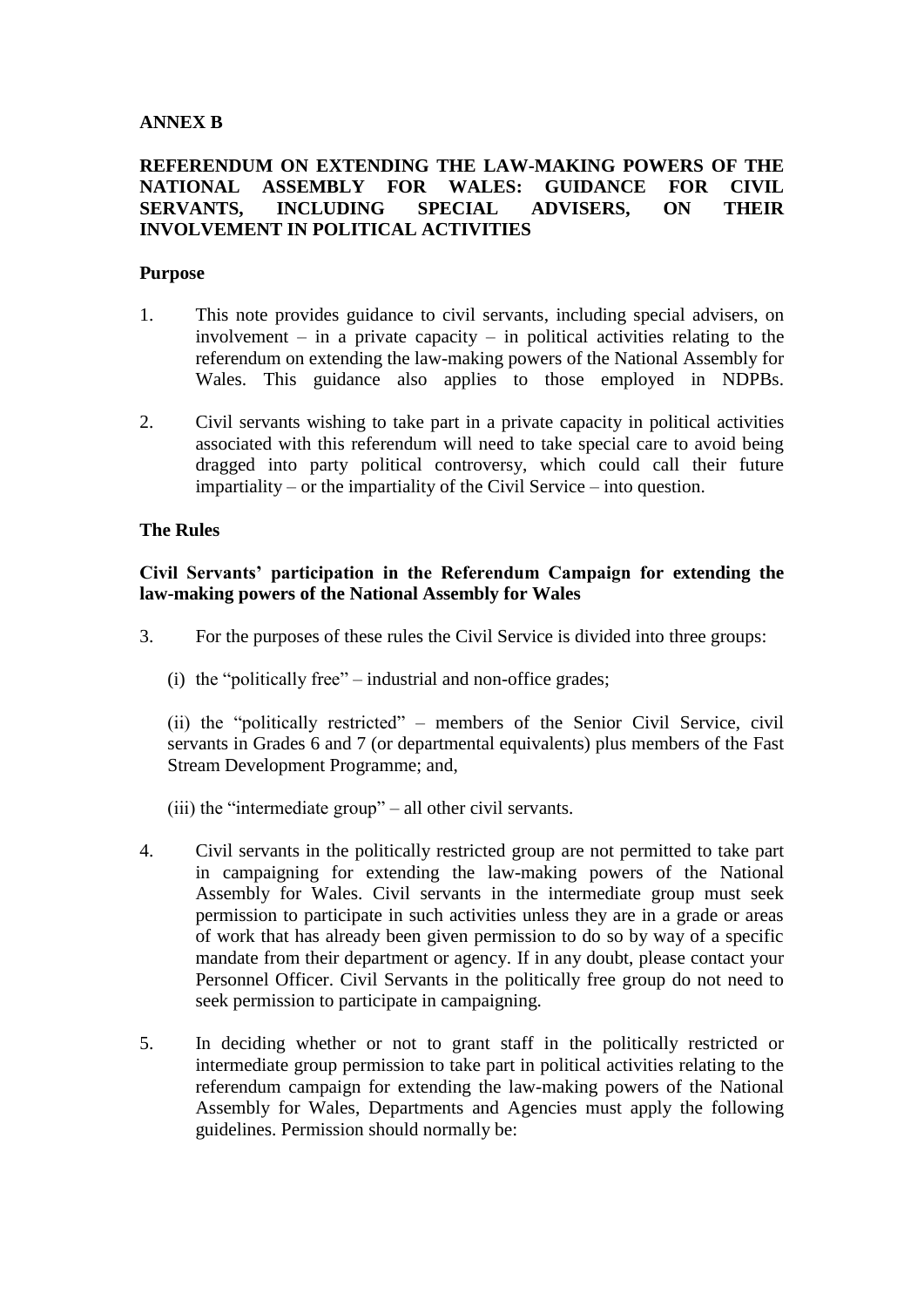**ANNEX B**

**REFERENDUM ON EXTENDING THE LAW-MAKING POWERS OF THE NATIONAL ASSEMBLY FOR WALES: GUIDANCE FOR CIVIL SERVANTS, INCLUDING SPECIAL ADVISERS, ON THEIR INVOLVEMENT IN POLITICAL ACTIVITIES**

**Purpose**

1. This note provides guidance to civil servants, including special advisers, on involvement – in a private capacity – in political activities relating to the referendum on extending the law-making powers of the National Assembly for Wales. This guidance also applies to those employed in NDPBs.

2. Civil servants wishing to take part in a private capacity in political activities associated with this referendum will need to take special care to avoid being dragged into party political controversy, which could call their future impartiality – or the impartiality of the Civil Service – into question.

**The Rules**

**Civil Servants' participation in the Referendum Campaign for extending the law-making powers of the National Assembly for Wales**

3. For the purposes of these rules the Civil Service is divided into three groups:

   (i) the "politically free" – industrial and non-office grades;

   (ii) the "politically restricted" – members of the Senior Civil Service, civil servants in Grades 6 and 7 (or departmental equivalents) plus members of the Fast Stream Development Programme; and,

   (iii) the "intermediate group" – all other civil servants.

4. Civil servants in the politically restricted group are not permitted to take part in campaigning for extending the law-making powers of the National Assembly for Wales. Civil servants in the intermediate group must seek permission to participate in such activities unless they are in a grade or areas of work that has already been given permission to do so by way of a specific mandate from their department or agency. If in any doubt, please contact your Personnel Officer. Civil Servants in the politically free group do not need to seek permission to participate in campaigning.

5. In deciding whether or not to grant staff in the politically restricted or intermediate group permission to take part in political activities relating to the referendum campaign for extending the law-making powers of the National Assembly for Wales, Departments and Agencies must apply the following guidelines. Permission should normally be: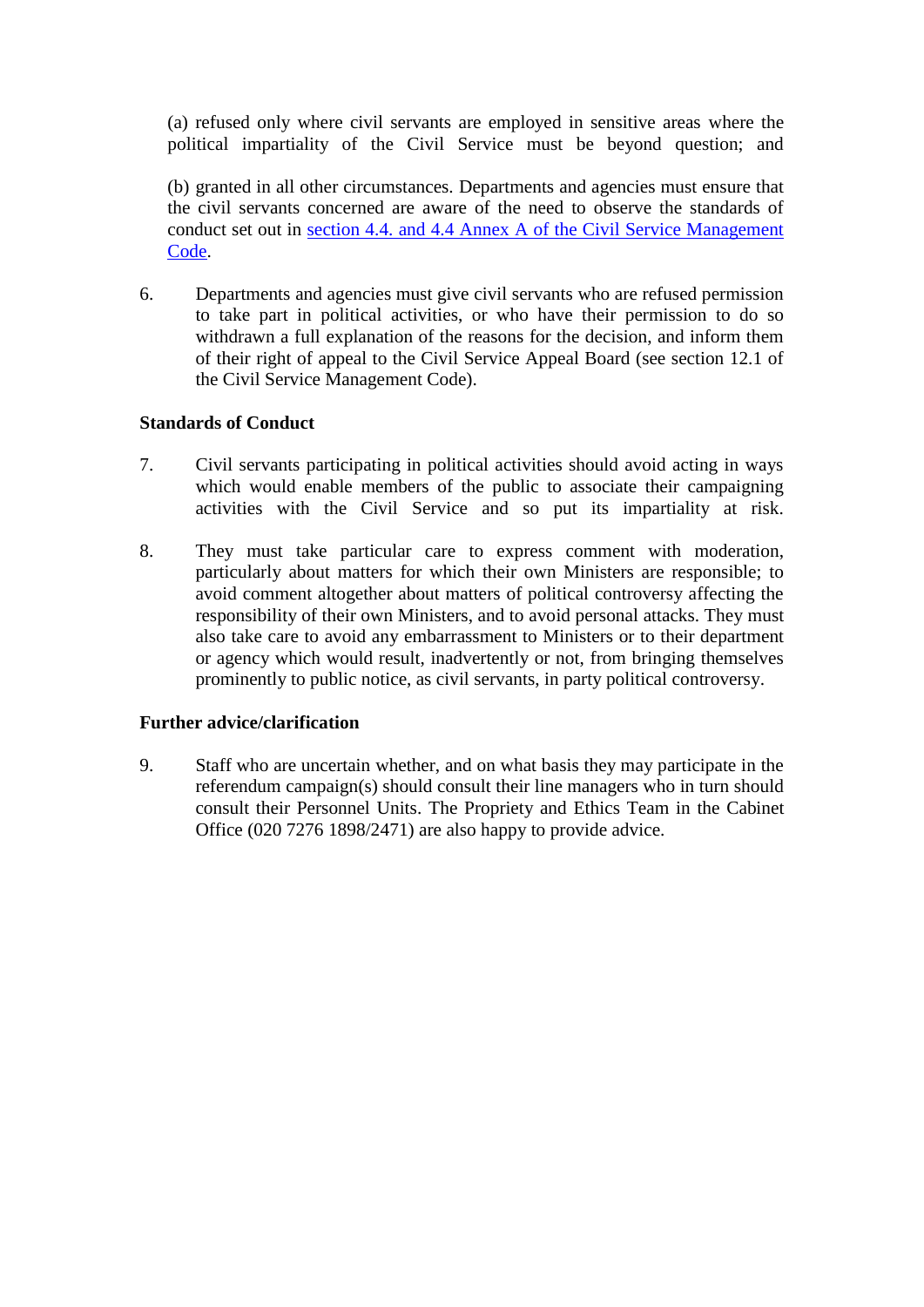(a) refused only where civil servants are employed in sensitive areas where the political impartiality of the Civil Service must be beyond question; and

(b) granted in all other circumstances. Departments and agencies must ensure that the civil servants concerned are aware of the need to observe the standards of conduct set out in [section 4.4. and 4.4 Annex A of the Civil Service Management Code](#).

6. Departments and agencies must give civil servants who are refused permission to take part in political activities, or who have their permission to do so withdrawn a full explanation of the reasons for the decision, and inform them of their right of appeal to the Civil Service Appeal Board (see section 12.1 of the Civil Service Management Code).

**Standards of Conduct**

7. Civil servants participating in political activities should avoid acting in ways which would enable members of the public to associate their campaigning activities with the Civil Service and so put its impartiality at risk.

8. They must take particular care to express comment with moderation, particularly about matters for which their own Ministers are responsible; to avoid comment altogether about matters of political controversy affecting the responsibility of their own Ministers, and to avoid personal attacks. They must also take care to avoid any embarrassment to Ministers or to their department or agency which would result, inadvertently or not, from bringing themselves prominently to public notice, as civil servants, in party political controversy.

**Further advice/clarification**

9. Staff who are uncertain whether, and on what basis they may participate in the referendum campaign(s) should consult their line managers who in turn should consult their Personnel Units. The Propriety and Ethics Team in the Cabinet Office (020 7276 1898/2471) are also happy to provide advice.